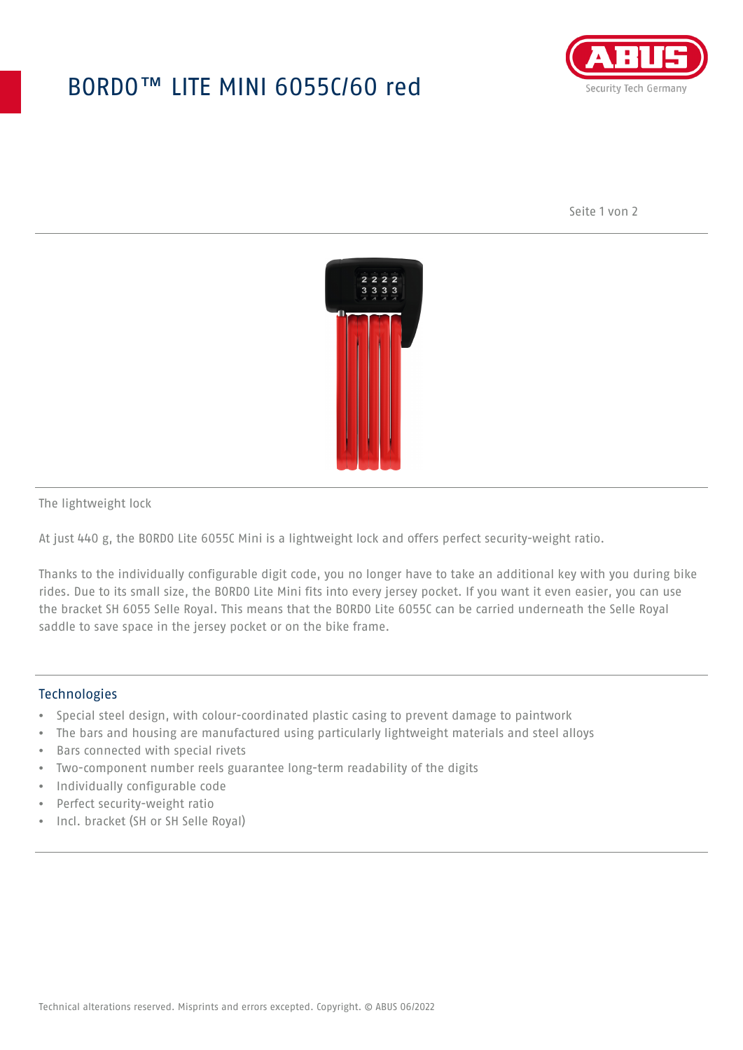# BORDO™ LITE MINI 6055C/60 red

The lightweight lock

At just 440 g, the BORDO Lite 6055C Mini is a lightweight lock and offers perfect security-weight ratio.

Thanks to the individually configurable digit code, you no longer have to take an additional key with you during bike rides. Due to its small size, the BORDO Lite Mini fits into every jersey pocket. If you want it even easier, you can use the bracket SH 6055 Selle Royal. This means that the BORDO Lite 6055C can be carried underneath the Selle Royal saddle to save space in the jersey pocket or on the bike frame.

## Technologies

- Special steel design, with colour-coordinated plastic casing to prevent damage to paintwork
- The bars and housing are manufactured using particularly lightweight materials and steel alloys
- Bars connected with special rivets
- Two-component number reels guarantee long-term readability of the digits
- Individually configurable code
- Perfect security-weight ratio
- Incl. bracket (SH or SH Selle Royal)

Technical alterations reserved. Misprints and errors excepted. Copyright. © ABUS 06/2022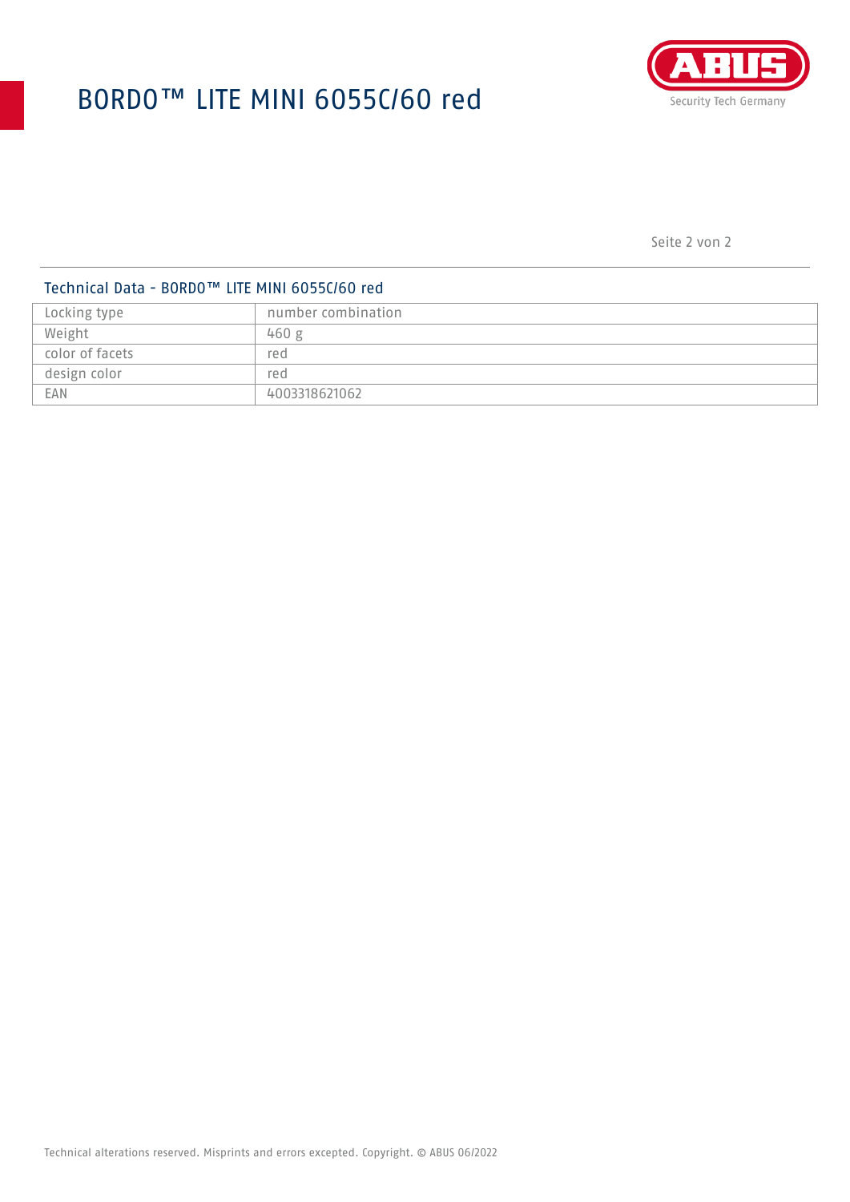# BORDO™ LITE MINI 6055C/60 red

## Technical Data - BORDO™ LITE MINI 6055C/60 red

| | |
|---|---|
| Locking type | number combination |
| Weight | 460 g |
| color of facets | red |
| design color | red |
| EAN | 4003318621062 |

Technical alterations reserved. Misprints and errors excepted. Copyright. © ABUS 06/2022